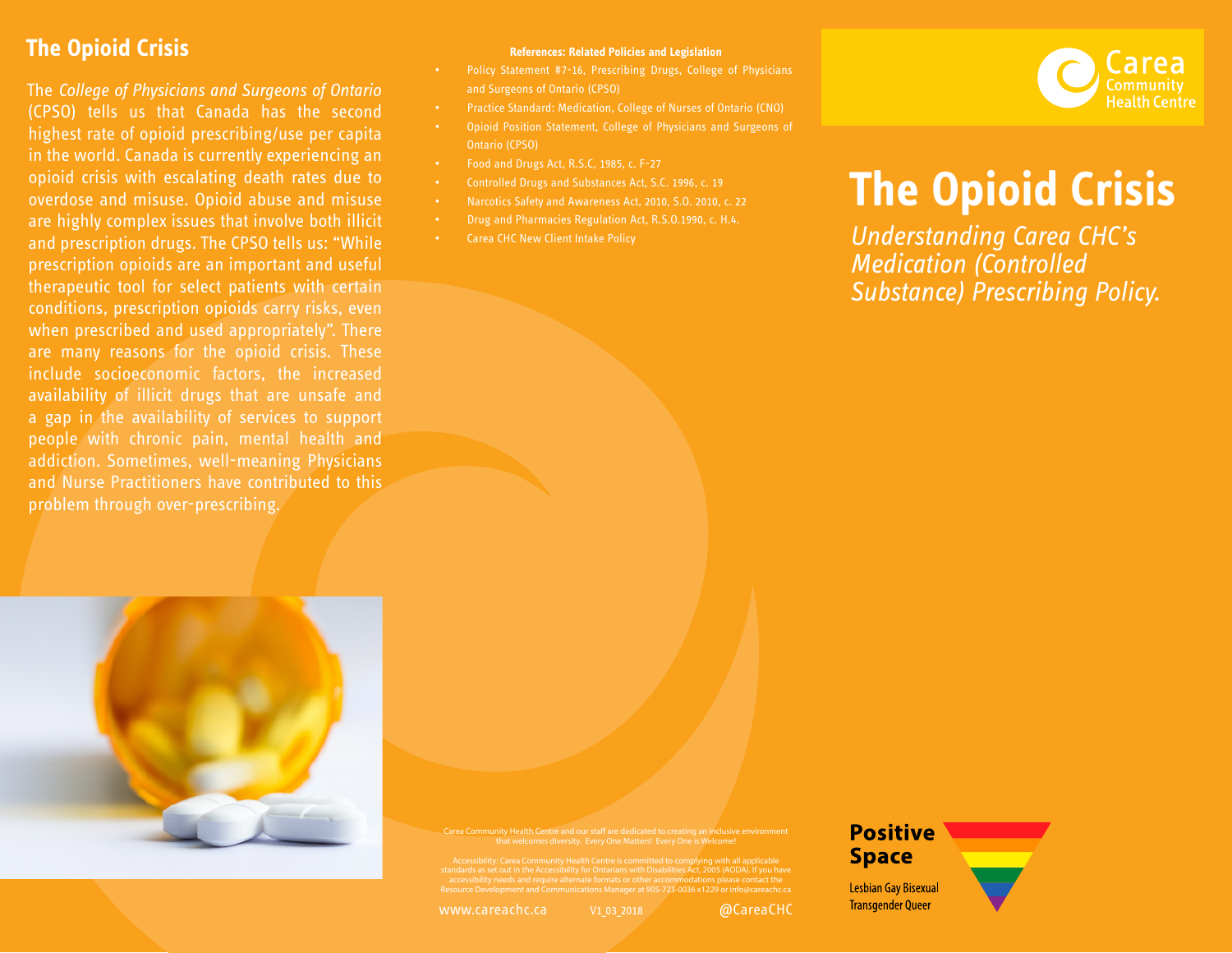## The Opioid Crisis

The *College of Physicians and Surgeons of Ontario* (CPSO) tells us that Canada has the second highest rate of opioid prescribing/use per capita in the world. Canada is currently experiencing an opioid crisis with escalating death rates due to overdose and misuse. Opioid abuse and misuse are highly complex issues that involve both illicit and prescription drugs. The CPSO tells us: "While prescription opioids are an important and useful therapeutic tool for select patients with certain conditions, prescription opioids carry risks, even when prescribed and used appropriately". There are many reasons for the opioid crisis. These include socioeconomic factors, the increased availability of illicit drugs that are unsafe and a gap in the availability of services to support people with chronic pain, mental health and addiction. Sometimes, well-meaning Physicians and Nurse Practitioners have contributed to this problem through over-prescribing.

**References: Related Policies and Legislation**

- Policy Statement #7-16, Prescribing Drugs, College of Physicians and Surgeons of Ontario (CPSO)
- Practice Standard: Medication, College of Nurses of Ontario (CNO)
- Opioid Position Statement, College of Physicians and Surgeons of Ontario (CPSO)
- Food and Drugs Act, R.S.C, 1985, c. F-27
- Controlled Drugs and Substances Act, S.C. 1996, c. 19
- Narcotics Safety and Awareness Act, 2010, S.O. 2010, c. 22
- Drug and Pharmacies Regulation Act, R.S.O.1990, c. H.4.
- Carea CHC New Client Intake Policy

Carea Community Health Centre and our staff are dedicated to creating an inclusive environment that welcomes diversity. Every One Matters! Every One is Welcome!

Accessibility: Carea Community Health Centre is committed to complying with all applicable standards as set out in the Accessibility for Ontarians with Disabilities Act, 2005 (AODA). If you have accessibility needs and require alternate formats or other accommodations please contact the Resource Development and Communications Manager at 905-723-0036 x1229 or info@careachc.ca

www.careachc.ca V1_03_2018 @CareaCHC

Carea Community Health Centre

# The Opioid Crisis

*Understanding Carea CHC's Medication (Controlled Substance) Prescribing Policy.*

**Positive Space**

Lesbian Gay Bisexual Transgender Queer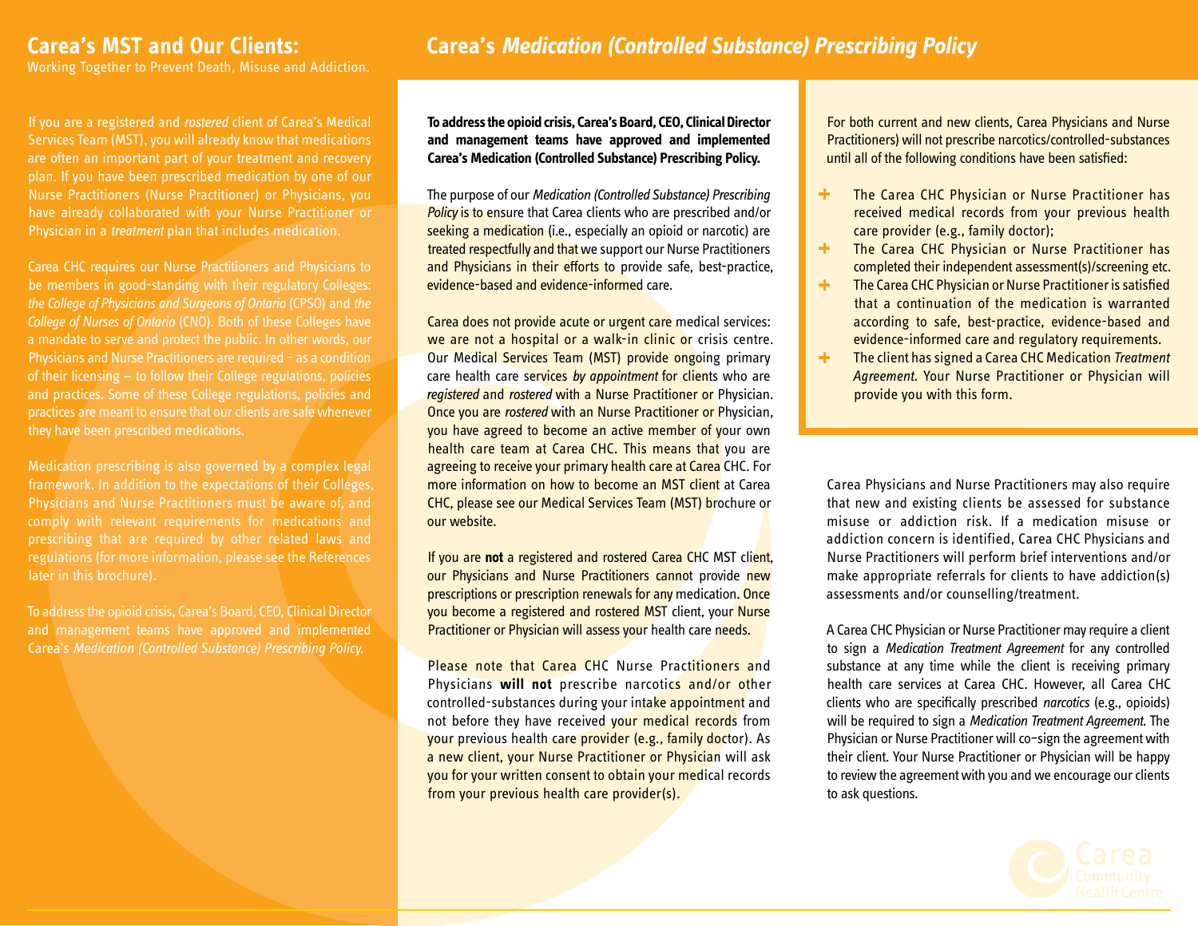## Carea's MST and Our Clients:

Working Together to Prevent Death, Misuse and Addiction.

If you are a registered and *rostered* client of Carea's Medical Services Team (MST), you will already know that medications are often an important part of your treatment and recovery plan. If you have been prescribed medication by one of our Nurse Practitioners (Nurse Practitioner) or Physicians, you have already collaborated with your Nurse Practitioner or Physician in a *treatment* plan that includes medication.

Carea CHC requires our Nurse Practitioners and Physicians to be members in good-standing with their regulatory Colleges: *the College of Physicians and Surgeons of Ontario* (CPSO) and *the College of Nurses of Ontario* (CNO). Both of these Colleges have a mandate to serve and protect the public. In other words, our Physicians and Nurse Practitioners are required – as a condition of their licensing – to follow their College regulations, policies and practices. Some of these College regulations, policies and practices are meant to ensure that our clients are safe whenever they have been prescribed medications.

Medication prescribing is also governed by a complex legal framework. In addition to the expectations of their Colleges, Physicians and Nurse Practitioners must be aware of, and comply with relevant requirements for medications and prescribing that are required by other related laws and regulations (for more information, please see the References later in this brochure).

To address the opioid crisis, Carea's Board, CEO, Clinical Director and management teams have approved and implemented Carea's *Medication (Controlled Substance) Prescribing Policy*.

## Carea's *Medication (Controlled Substance) Prescribing Policy*

**To address the opioid crisis, Carea's Board, CEO, Clinical Director and management teams have approved and implemented Carea's Medication (Controlled Substance) Prescribing Policy.**

The purpose of our *Medication (Controlled Substance) Prescribing Policy* is to ensure that Carea clients who are prescribed and/or seeking a medication (i.e., especially an opioid or narcotic) are treated respectfully and that we support our Nurse Practitioners and Physicians in their efforts to provide safe, best-practice, evidence-based and evidence-informed care.

Carea does not provide acute or urgent care medical services: we are not a hospital or a walk-in clinic or crisis centre. Our Medical Services Team (MST) provide ongoing primary care health care services *by appointment* for clients who are *registered* and *rostered* with a Nurse Practitioner or Physician. Once you are *rostered* with an Nurse Practitioner or Physician, you have agreed to become an active member of your own health care team at Carea CHC. This means that you are agreeing to receive your primary health care at Carea CHC. For more information on how to become an MST client at Carea CHC, please see our Medical Services Team (MST) brochure or our website.

If you are **not** a registered and rostered Carea CHC MST client, our Physicians and Nurse Practitioners cannot provide new prescriptions or prescription renewals for any medication. Once you become a registered and rostered MST client, your Nurse Practitioner or Physician will assess your health care needs.

Please note that Carea CHC Nurse Practitioners and Physicians **will not** prescribe narcotics and/or other controlled-substances during your intake appointment and not before they have received your medical records from your previous health care provider (e.g., family doctor). As a new client, your Nurse Practitioner or Physician will ask you for your written consent to obtain your medical records from your previous health care provider(s).

For both current and new clients, Carea Physicians and Nurse Practitioners) will not prescribe narcotics/controlled-substances until all of the following conditions have been satisfied:

- The Carea CHC Physician or Nurse Practitioner has received medical records from your previous health care provider (e.g., family doctor);
- The Carea CHC Physician or Nurse Practitioner has completed their independent assessment(s)/screening etc.
- The Carea CHC Physician or Nurse Practitioner is satisfied that a continuation of the medication is warranted according to safe, best-practice, evidence-based and evidence-informed care and regulatory requirements.
- The client has signed a Carea CHC Medication *Treatment Agreement*. Your Nurse Practitioner or Physician will provide you with this form.

Carea Physicians and Nurse Practitioners may also require that new and existing clients be assessed for substance misuse or addiction risk. If a medication misuse or addiction concern is identified, Carea CHC Physicians and Nurse Practitioners will perform brief interventions and/or make appropriate referrals for clients to have addiction(s) assessments and/or counselling/treatment.

A Carea CHC Physician or Nurse Practitioner may require a client to sign a *Medication Treatment Agreement* for any controlled substance at any time while the client is receiving primary health care services at Carea CHC. However, all Carea CHC clients who are specifically prescribed *narcotics* (e.g., opioids) will be required to sign a *Medication Treatment Agreement*. The Physician or Nurse Practitioner will co-sign the agreement with their client. Your Nurse Practitioner or Physician will be happy to review the agreement with you and we encourage our clients to ask questions.

Carea Community Health Centre